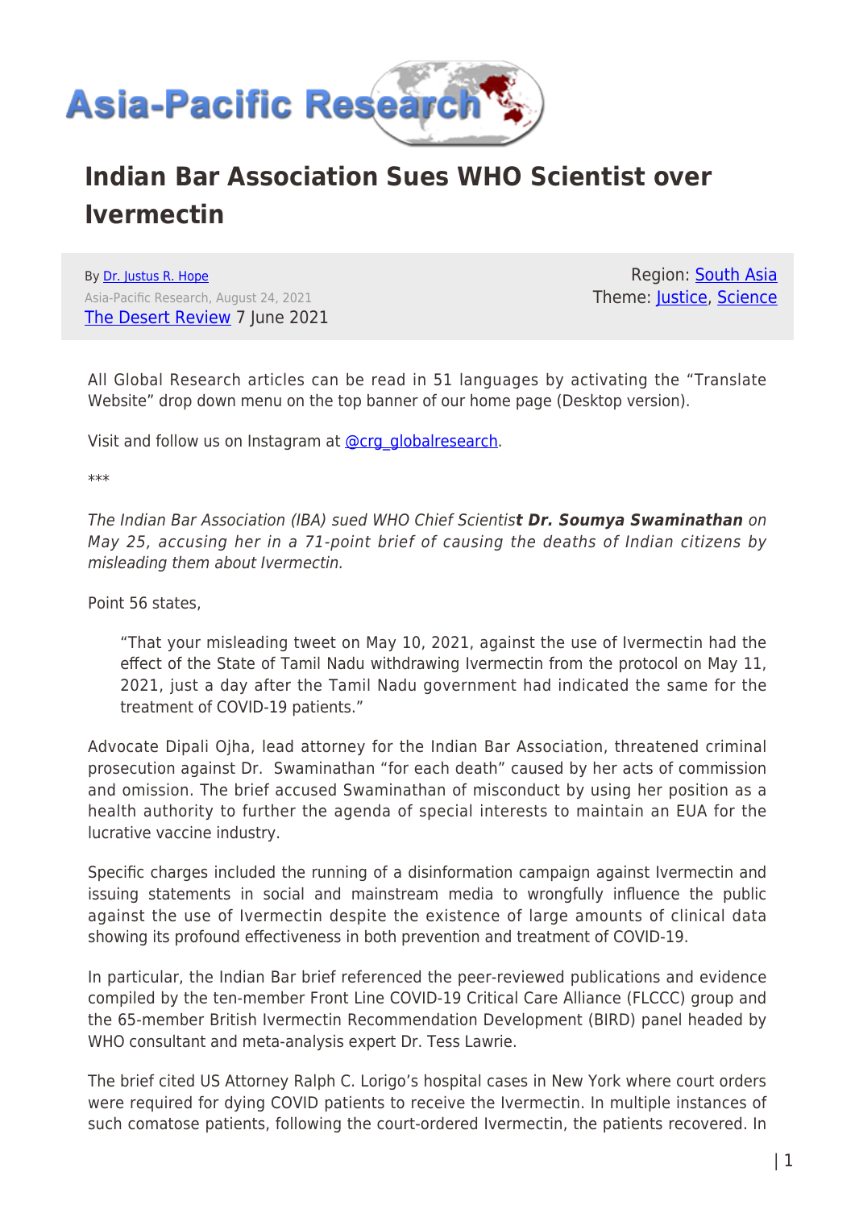# Indian Bar Association Sues WHO Scientist over Ivermectin

By Dr. Justus R. Hope
Asia-Pacific Research, August 24, 2021
The Desert Review 7 June 2021

Region: South Asia
Theme: Justice, Science

All Global Research articles can be read in 51 languages by activating the "Translate Website" drop down menu on the top banner of our home page (Desktop version).

Visit and follow us on Instagram at @crg_globalresearch.

***

*The Indian Bar Association (IBA) sued WHO Chief Scientist* ***Dr. Soumya Swaminathan*** *on May 25, accusing her in a 71-point brief of causing the deaths of Indian citizens by misleading them about Ivermectin.*

Point 56 states,

> "That your misleading tweet on May 10, 2021, against the use of Ivermectin had the effect of the State of Tamil Nadu withdrawing Ivermectin from the protocol on May 11, 2021, just a day after the Tamil Nadu government had indicated the same for the treatment of COVID-19 patients."

Advocate Dipali Ojha, lead attorney for the Indian Bar Association, threatened criminal prosecution against Dr. Swaminathan "for each death" caused by her acts of commission and omission. The brief accused Swaminathan of misconduct by using her position as a health authority to further the agenda of special interests to maintain an EUA for the lucrative vaccine industry.

Specific charges included the running of a disinformation campaign against Ivermectin and issuing statements in social and mainstream media to wrongfully influence the public against the use of Ivermectin despite the existence of large amounts of clinical data showing its profound effectiveness in both prevention and treatment of COVID-19.

In particular, the Indian Bar brief referenced the peer-reviewed publications and evidence compiled by the ten-member Front Line COVID-19 Critical Care Alliance (FLCCC) group and the 65-member British Ivermectin Recommendation Development (BIRD) panel headed by WHO consultant and meta-analysis expert Dr. Tess Lawrie.

The brief cited US Attorney Ralph C. Lorigo's hospital cases in New York where court orders were required for dying COVID patients to receive the Ivermectin. In multiple instances of such comatose patients, following the court-ordered Ivermectin, the patients recovered. In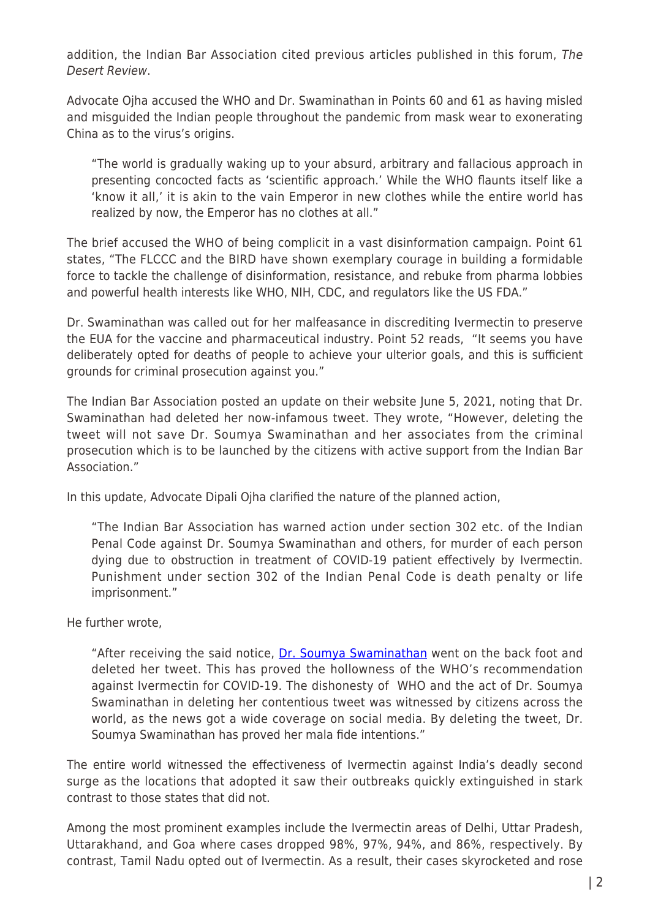addition, the Indian Bar Association cited previous articles published in this forum, *The Desert Review*.

Advocate Ojha accused the WHO and Dr. Swaminathan in Points 60 and 61 as having misled and misguided the Indian people throughout the pandemic from mask wear to exonerating China as to the virus's origins.

> "The world is gradually waking up to your absurd, arbitrary and fallacious approach in presenting concocted facts as 'scientific approach.' While the WHO flaunts itself like a 'know it all,' it is akin to the vain Emperor in new clothes while the entire world has realized by now, the Emperor has no clothes at all."

The brief accused the WHO of being complicit in a vast disinformation campaign. Point 61 states, "The FLCCC and the BIRD have shown exemplary courage in building a formidable force to tackle the challenge of disinformation, resistance, and rebuke from pharma lobbies and powerful health interests like WHO, NIH, CDC, and regulators like the US FDA."

Dr. Swaminathan was called out for her malfeasance in discrediting Ivermectin to preserve the EUA for the vaccine and pharmaceutical industry. Point 52 reads, "It seems you have deliberately opted for deaths of people to achieve your ulterior goals, and this is sufficient grounds for criminal prosecution against you."

The Indian Bar Association posted an update on their website June 5, 2021, noting that Dr. Swaminathan had deleted her now-infamous tweet. They wrote, "However, deleting the tweet will not save Dr. Soumya Swaminathan and her associates from the criminal prosecution which is to be launched by the citizens with active support from the Indian Bar Association."

In this update, Advocate Dipali Ojha clarified the nature of the planned action,

> "The Indian Bar Association has warned action under section 302 etc. of the Indian Penal Code against Dr. Soumya Swaminathan and others, for murder of each person dying due to obstruction in treatment of COVID-19 patient effectively by Ivermectin. Punishment under section 302 of the Indian Penal Code is death penalty or life imprisonment."

He further wrote,

> "After receiving the said notice, [Dr. Soumya Swaminathan] went on the back foot and deleted her tweet. This has proved the hollowness of the WHO's recommendation against Ivermectin for COVID-19. The dishonesty of WHO and the act of Dr. Soumya Swaminathan in deleting her contentious tweet was witnessed by citizens across the world, as the news got a wide coverage on social media. By deleting the tweet, Dr. Soumya Swaminathan has proved her mala fide intentions."

The entire world witnessed the effectiveness of Ivermectin against India's deadly second surge as the locations that adopted it saw their outbreaks quickly extinguished in stark contrast to those states that did not.

Among the most prominent examples include the Ivermectin areas of Delhi, Uttar Pradesh, Uttarakhand, and Goa where cases dropped 98%, 97%, 94%, and 86%, respectively. By contrast, Tamil Nadu opted out of Ivermectin. As a result, their cases skyrocketed and rose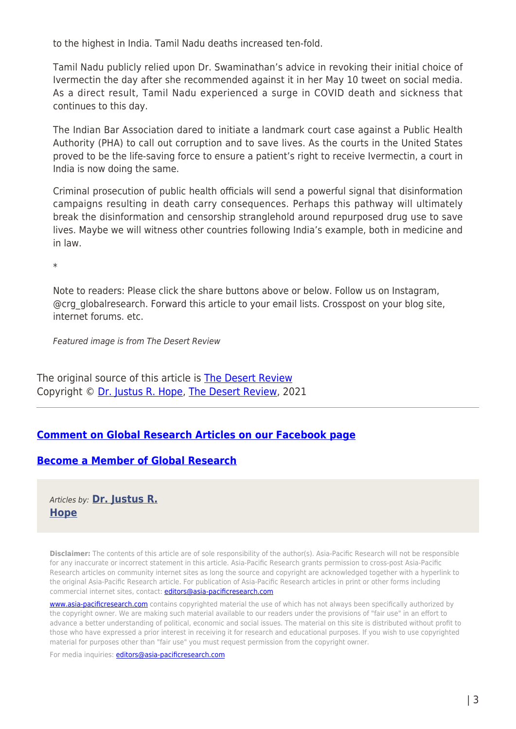to the highest in India. Tamil Nadu deaths increased ten-fold.

Tamil Nadu publicly relied upon Dr. Swaminathan's advice in revoking their initial choice of Ivermectin the day after she recommended against it in her May 10 tweet on social media. As a direct result, Tamil Nadu experienced a surge in COVID death and sickness that continues to this day.

The Indian Bar Association dared to initiate a landmark court case against a Public Health Authority (PHA) to call out corruption and to save lives. As the courts in the United States proved to be the life-saving force to ensure a patient's right to receive Ivermectin, a court in India is now doing the same.

Criminal prosecution of public health officials will send a powerful signal that disinformation campaigns resulting in death carry consequences. Perhaps this pathway will ultimately break the disinformation and censorship stranglehold around repurposed drug use to save lives. Maybe we will witness other countries following India's example, both in medicine and in law.

*

Note to readers: Please click the share buttons above or below. Follow us on Instagram, @crg_globalresearch. Forward this article to your email lists. Crosspost on your blog site, internet forums. etc.

*Featured image is from The Desert Review*

The original source of this article is [The Desert Review](#)
Copyright © [Dr. Justus R. Hope](#), [The Desert Review](#), 2021

---

**[Comment on Global Research Articles on our Facebook page](#)**

**[Become a Member of Global Research](#)**

*Articles by:* **[Dr. Justus R. Hope](#)**

**Disclaimer:** The contents of this article are of sole responsibility of the author(s). Asia-Pacific Research will not be responsible for any inaccurate or incorrect statement in this article. Asia-Pacific Research grants permission to cross-post Asia-Pacific Research articles on community internet sites as long the source and copyright are acknowledged together with a hyperlink to the original Asia-Pacific Research article. For publication of Asia-Pacific Research articles in print or other forms including commercial internet sites, contact: editors@asia-pacificresearch.com

www.asia-pacificresearch.com contains copyrighted material the use of which has not always been specifically authorized by the copyright owner. We are making such material available to our readers under the provisions of "fair use" in an effort to advance a better understanding of political, economic and social issues. The material on this site is distributed without profit to those who have expressed a prior interest in receiving it for research and educational purposes. If you wish to use copyrighted material for purposes other than "fair use" you must request permission from the copyright owner.

For media inquiries: editors@asia-pacificresearch.com